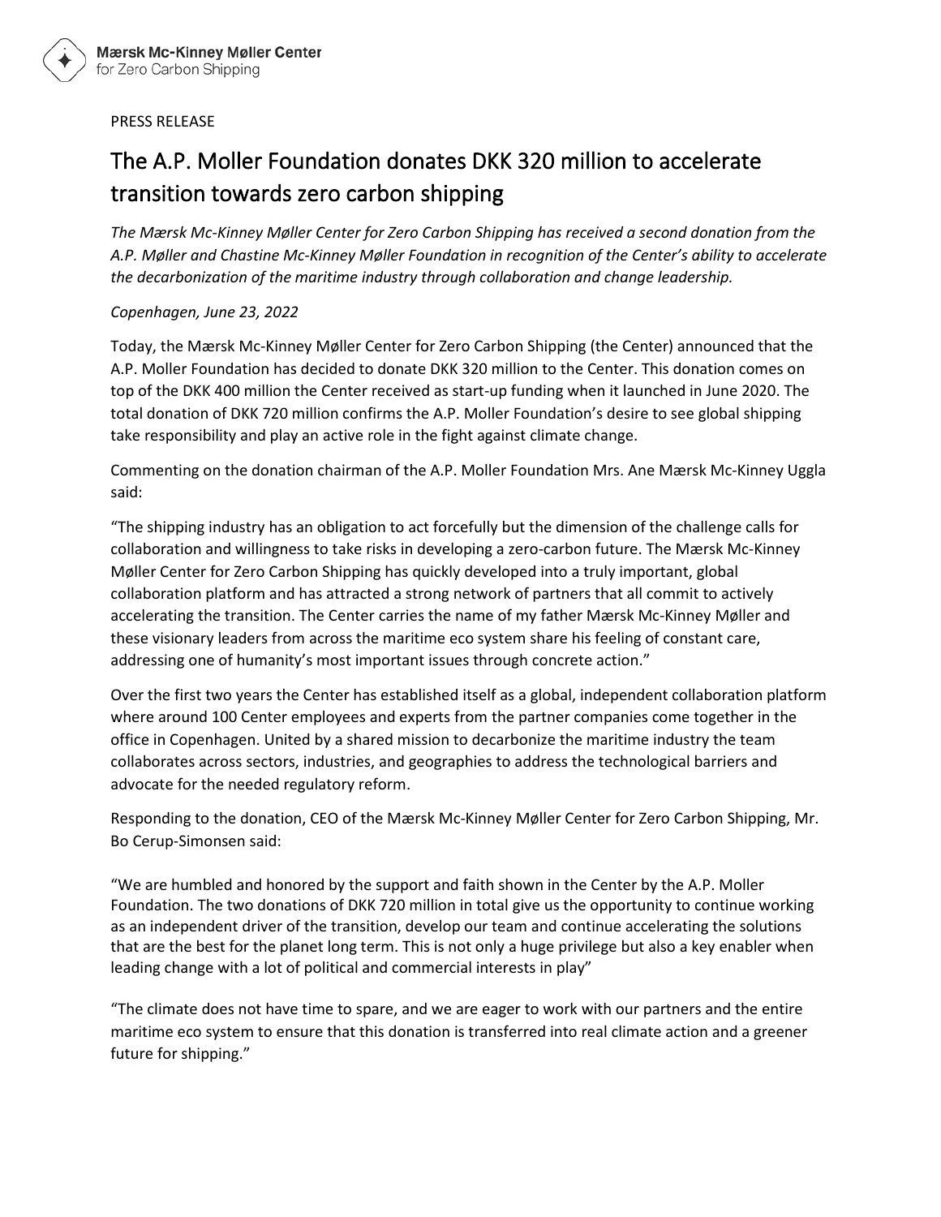Mærsk Mc-Kinney Møller Center
for Zero Carbon Shipping

PRESS RELEASE

# The A.P. Moller Foundation donates DKK 320 million to accelerate transition towards zero carbon shipping

*The Mærsk Mc-Kinney Møller Center for Zero Carbon Shipping has received a second donation from the A.P. Møller and Chastine Mc-Kinney Møller Foundation in recognition of the Center's ability to accelerate the decarbonization of the maritime industry through collaboration and change leadership.*

*Copenhagen, June 23, 2022*

Today, the Mærsk Mc-Kinney Møller Center for Zero Carbon Shipping (the Center) announced that the A.P. Moller Foundation has decided to donate DKK 320 million to the Center. This donation comes on top of the DKK 400 million the Center received as start-up funding when it launched in June 2020. The total donation of DKK 720 million confirms the A.P. Moller Foundation's desire to see global shipping take responsibility and play an active role in the fight against climate change.

Commenting on the donation chairman of the A.P. Moller Foundation Mrs. Ane Mærsk Mc-Kinney Uggla said:

"The shipping industry has an obligation to act forcefully but the dimension of the challenge calls for collaboration and willingness to take risks in developing a zero-carbon future. The Mærsk Mc-Kinney Møller Center for Zero Carbon Shipping has quickly developed into a truly important, global collaboration platform and has attracted a strong network of partners that all commit to actively accelerating the transition. The Center carries the name of my father Mærsk Mc-Kinney Møller and these visionary leaders from across the maritime eco system share his feeling of constant care, addressing one of humanity's most important issues through concrete action."

Over the first two years the Center has established itself as a global, independent collaboration platform where around 100 Center employees and experts from the partner companies come together in the office in Copenhagen. United by a shared mission to decarbonize the maritime industry the team collaborates across sectors, industries, and geographies to address the technological barriers and advocate for the needed regulatory reform.

Responding to the donation, CEO of the Mærsk Mc-Kinney Møller Center for Zero Carbon Shipping, Mr. Bo Cerup-Simonsen said:

"We are humbled and honored by the support and faith shown in the Center by the A.P. Moller Foundation. The two donations of DKK 720 million in total give us the opportunity to continue working as an independent driver of the transition, develop our team and continue accelerating the solutions that are the best for the planet long term. This is not only a huge privilege but also a key enabler when leading change with a lot of political and commercial interests in play"

"The climate does not have time to spare, and we are eager to work with our partners and the entire maritime eco system to ensure that this donation is transferred into real climate action and a greener future for shipping."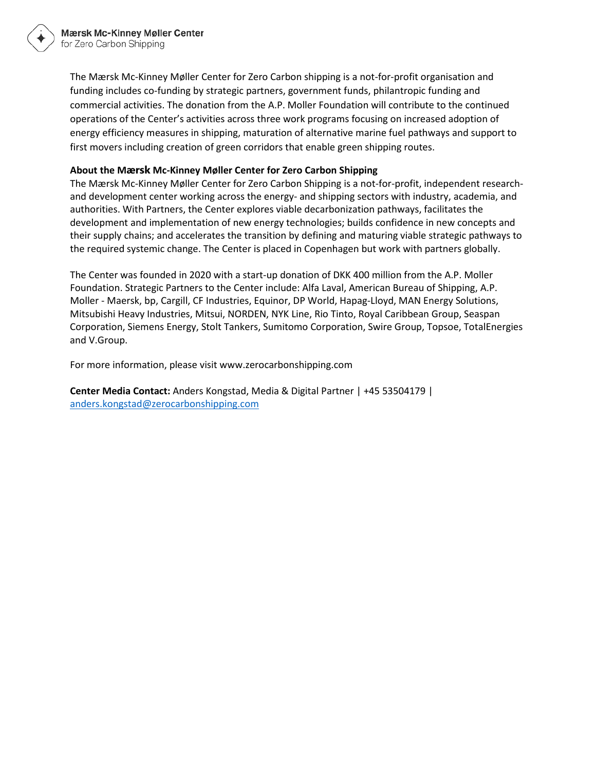The Mærsk Mc-Kinney Møller Center for Zero Carbon shipping is a not-for-profit organisation and funding includes co-funding by strategic partners, government funds, philantropic funding and commercial activities. The donation from the A.P. Moller Foundation will contribute to the continued operations of the Center's activities across three work programs focusing on increased adoption of energy efficiency measures in shipping, maturation of alternative marine fuel pathways and support to first movers including creation of green corridors that enable green shipping routes.

**About the Mærsk Mc-Kinney Møller Center for Zero Carbon Shipping**

The Mærsk Mc-Kinney Møller Center for Zero Carbon Shipping is a not-for-profit, independent research- and development center working across the energy- and shipping sectors with industry, academia, and authorities. With Partners, the Center explores viable decarbonization pathways, facilitates the development and implementation of new energy technologies; builds confidence in new concepts and their supply chains; and accelerates the transition by defining and maturing viable strategic pathways to the required systemic change. The Center is placed in Copenhagen but work with partners globally.

The Center was founded in 2020 with a start-up donation of DKK 400 million from the A.P. Moller Foundation. Strategic Partners to the Center include: Alfa Laval, American Bureau of Shipping, A.P. Moller - Maersk, bp, Cargill, CF Industries, Equinor, DP World, Hapag-Lloyd, MAN Energy Solutions, Mitsubishi Heavy Industries, Mitsui, NORDEN, NYK Line, Rio Tinto, Royal Caribbean Group, Seaspan Corporation, Siemens Energy, Stolt Tankers, Sumitomo Corporation, Swire Group, Topsoe, TotalEnergies and V.Group.

For more information, please visit www.zerocarbonshipping.com

**Center Media Contact:** Anders Kongstad, Media & Digital Partner | +45 53504179 | anders.kongstad@zerocarbonshipping.com